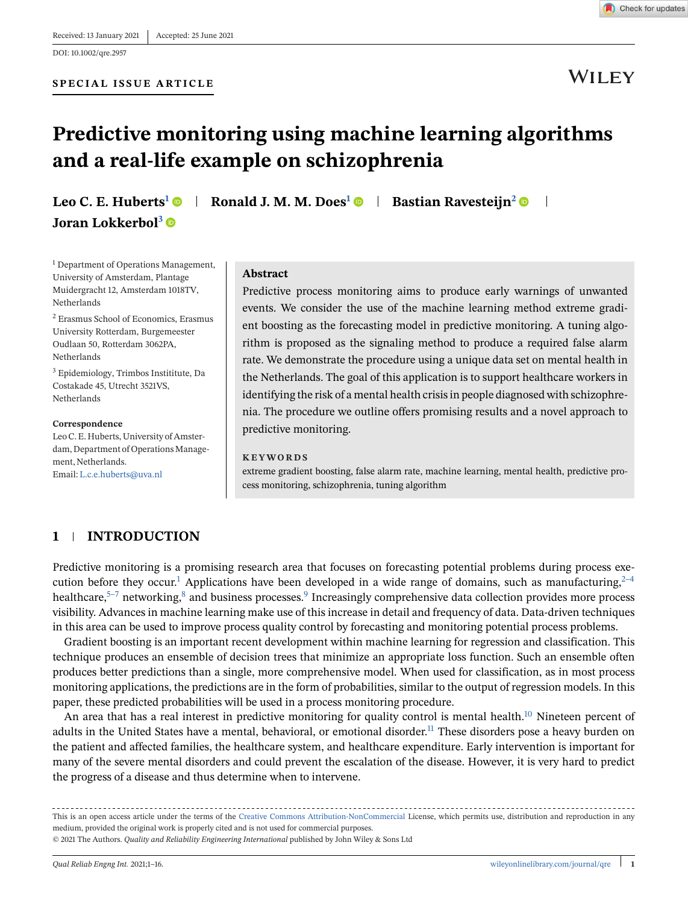Received: 13 January 2021 | Accepted: 25 June 2021

DOI: 10.1002/qre.2957

**SPECIAL ISSUE ARTICLE**

# Predictive monitoring using machine learning algorithms and a real-life example on schizophrenia

**Leo C. E. Huberts**[1] | **Ronald J. M. M. Does**[1] | **Bastian Ravesteijn**[2] | **Joran Lokkerbol**[3]

[1] Department of Operations Management, University of Amsterdam, Plantage Muidergracht 12, Amsterdam 1018TV, Netherlands

[2] Erasmus School of Economics, Erasmus University Rotterdam, Burgemeester Oudlaan 50, Rotterdam 3062PA, Netherlands

[3] Epidemiology, Trimbos Instititute, Da Costakade 45, Utrecht 3521VS, Netherlands

**Correspondence**

Leo C. E. Huberts, University of Amsterdam, Department of Operations Management, Netherlands.

Email: L.c.e.huberts@uva.nl

## Abstract

Predictive process monitoring aims to produce early warnings of unwanted events. We consider the use of the machine learning method extreme gradient boosting as the forecasting model in predictive monitoring. A tuning algorithm is proposed as the signaling method to produce a required false alarm rate. We demonstrate the procedure using a unique data set on mental health in the Netherlands. The goal of this application is to support healthcare workers in identifying the risk of a mental health crisis in people diagnosed with schizophrenia. The procedure we outline offers promising results and a novel approach to predictive monitoring.

**KEYWORDS**

extreme gradient boosting, false alarm rate, machine learning, mental health, predictive process monitoring, schizophrenia, tuning algorithm

## 1 | INTRODUCTION

Predictive monitoring is a promising research area that focuses on forecasting potential problems during process execution before they occur.[1] Applications have been developed in a wide range of domains, such as manufacturing,[2–4] healthcare,[5–7] networking,[8] and business processes.[9] Increasingly comprehensive data collection provides more process visibility. Advances in machine learning make use of this increase in detail and frequency of data. Data-driven techniques in this area can be used to improve process quality control by forecasting and monitoring potential process problems.

Gradient boosting is an important recent development within machine learning for regression and classification. This technique produces an ensemble of decision trees that minimize an appropriate loss function. Such an ensemble often produces better predictions than a single, more comprehensive model. When used for classification, as in most process monitoring applications, the predictions are in the form of probabilities, similar to the output of regression models. In this paper, these predicted probabilities will be used in a process monitoring procedure.

An area that has a real interest in predictive monitoring for quality control is mental health.[10] Nineteen percent of adults in the United States have a mental, behavioral, or emotional disorder.[11] These disorders pose a heavy burden on the patient and affected families, the healthcare system, and healthcare expenditure. Early intervention is important for many of the severe mental disorders and could prevent the escalation of the disease. However, it is very hard to predict the progress of a disease and thus determine when to intervene.

---

This is an open access article under the terms of the Creative Commons Attribution-NonCommercial License, which permits use, distribution and reproduction in any medium, provided the original work is properly cited and is not used for commercial purposes.

© 2021 The Authors. *Quality and Reliability Engineering International* published by John Wiley & Sons Ltd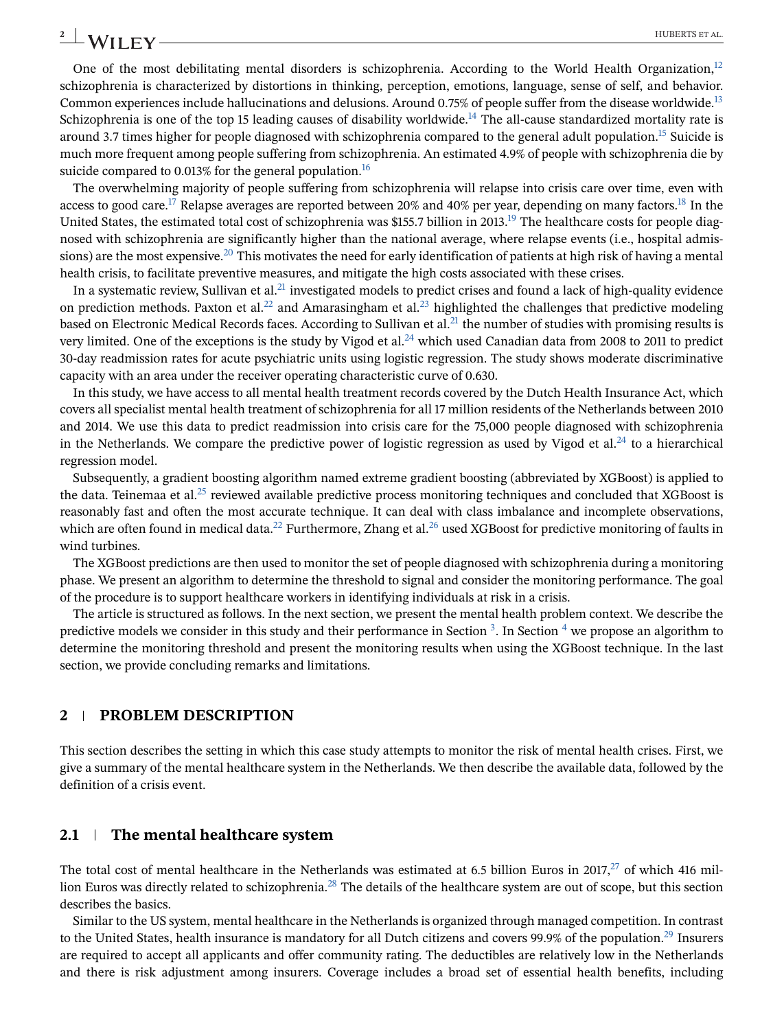One of the most debilitating mental disorders is schizophrenia. According to the World Health Organization,[12] schizophrenia is characterized by distortions in thinking, perception, emotions, language, sense of self, and behavior. Common experiences include hallucinations and delusions. Around 0.75% of people suffer from the disease worldwide.[13] Schizophrenia is one of the top 15 leading causes of disability worldwide.[14] The all-cause standardized mortality rate is around 3.7 times higher for people diagnosed with schizophrenia compared to the general adult population.[15] Suicide is much more frequent among people suffering from schizophrenia. An estimated 4.9% of people with schizophrenia die by suicide compared to 0.013% for the general population.[16]

The overwhelming majority of people suffering from schizophrenia will relapse into crisis care over time, even with access to good care.[17] Relapse averages are reported between 20% and 40% per year, depending on many factors.[18] In the United States, the estimated total cost of schizophrenia was $155.7 billion in 2013.[19] The healthcare costs for people diagnosed with schizophrenia are significantly higher than the national average, where relapse events (i.e., hospital admissions) are the most expensive.[20] This motivates the need for early identification of patients at high risk of having a mental health crisis, to facilitate preventive measures, and mitigate the high costs associated with these crises.

In a systematic review, Sullivan et al.[21] investigated models to predict crises and found a lack of high-quality evidence on prediction methods. Paxton et al.[22] and Amarasingham et al.[23] highlighted the challenges that predictive modeling based on Electronic Medical Records faces. According to Sullivan et al.[21] the number of studies with promising results is very limited. One of the exceptions is the study by Vigod et al.[24] which used Canadian data from 2008 to 2011 to predict 30-day readmission rates for acute psychiatric units using logistic regression. The study shows moderate discriminative capacity with an area under the receiver operating characteristic curve of 0.630.

In this study, we have access to all mental health treatment records covered by the Dutch Health Insurance Act, which covers all specialist mental health treatment of schizophrenia for all 17 million residents of the Netherlands between 2010 and 2014. We use this data to predict readmission into crisis care for the 75,000 people diagnosed with schizophrenia in the Netherlands. We compare the predictive power of logistic regression as used by Vigod et al.[24] to a hierarchical regression model.

Subsequently, a gradient boosting algorithm named extreme gradient boosting (abbreviated by XGBoost) is applied to the data. Teinemaa et al.[25] reviewed available predictive process monitoring techniques and concluded that XGBoost is reasonably fast and often the most accurate technique. It can deal with class imbalance and incomplete observations, which are often found in medical data.[22] Furthermore, Zhang et al.[26] used XGBoost for predictive monitoring of faults in wind turbines.

The XGBoost predictions are then used to monitor the set of people diagnosed with schizophrenia during a monitoring phase. We present an algorithm to determine the threshold to signal and consider the monitoring performance. The goal of the procedure is to support healthcare workers in identifying individuals at risk in a crisis.

The article is structured as follows. In the next section, we present the mental health problem context. We describe the predictive models we consider in this study and their performance in Section 3. In Section 4 we propose an algorithm to determine the monitoring threshold and present the monitoring results when using the XGBoost technique. In the last section, we provide concluding remarks and limitations.

## 2 | PROBLEM DESCRIPTION

This section describes the setting in which this case study attempts to monitor the risk of mental health crises. First, we give a summary of the mental healthcare system in the Netherlands. We then describe the available data, followed by the definition of a crisis event.

### 2.1 | The mental healthcare system

The total cost of mental healthcare in the Netherlands was estimated at 6.5 billion Euros in 2017,[27] of which 416 million Euros was directly related to schizophrenia.[28] The details of the healthcare system are out of scope, but this section describes the basics.

Similar to the US system, mental healthcare in the Netherlands is organized through managed competition. In contrast to the United States, health insurance is mandatory for all Dutch citizens and covers 99.9% of the population.[29] Insurers are required to accept all applicants and offer community rating. The deductibles are relatively low in the Netherlands and there is risk adjustment among insurers. Coverage includes a broad set of essential health benefits, including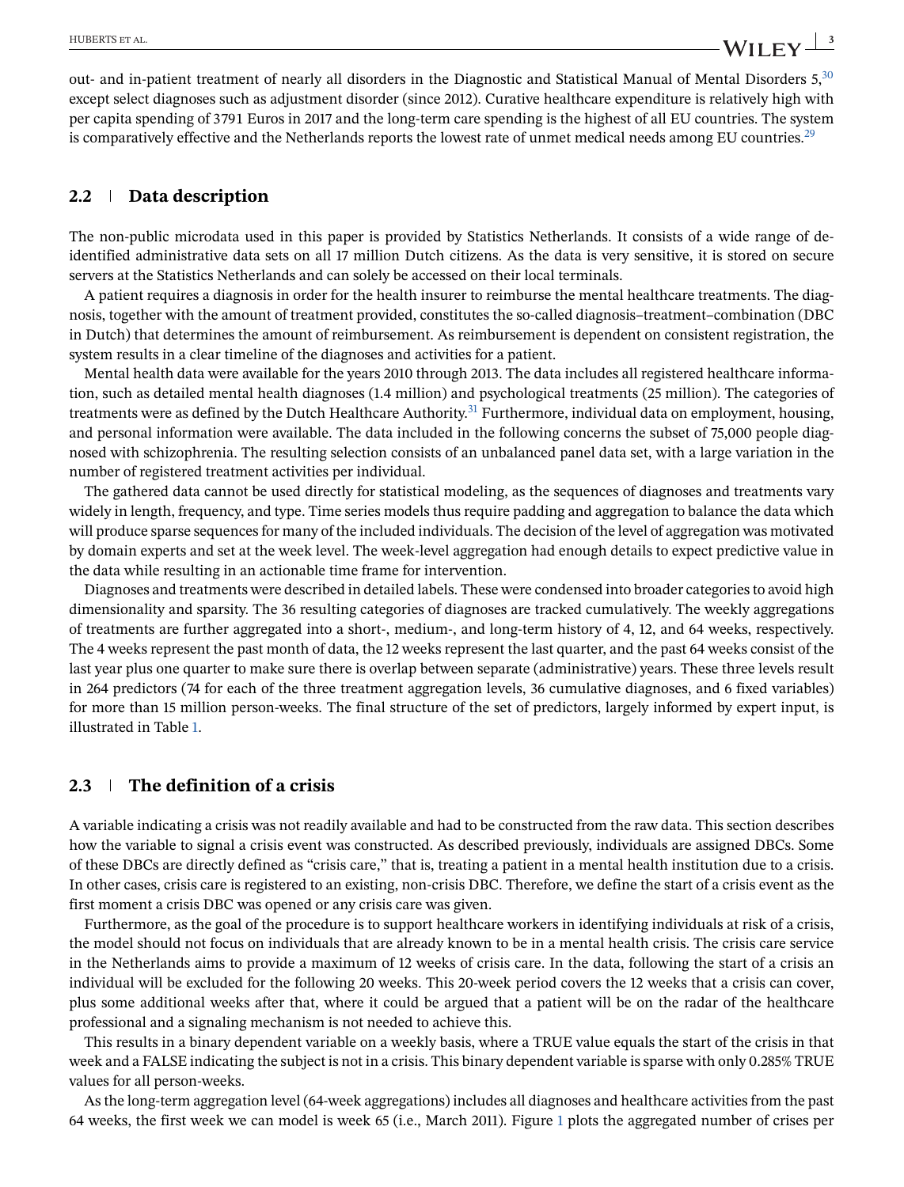out- and in-patient treatment of nearly all disorders in the Diagnostic and Statistical Manual of Mental Disorders 5,[30] except select diagnoses such as adjustment disorder (since 2012). Curative healthcare expenditure is relatively high with per capita spending of 3791 Euros in 2017 and the long-term care spending is the highest of all EU countries. The system is comparatively effective and the Netherlands reports the lowest rate of unmet medical needs among EU countries.[29]

## 2.2 Data description

The non-public microdata used in this paper is provided by Statistics Netherlands. It consists of a wide range of de-identified administrative data sets on all 17 million Dutch citizens. As the data is very sensitive, it is stored on secure servers at the Statistics Netherlands and can solely be accessed on their local terminals.

A patient requires a diagnosis in order for the health insurer to reimburse the mental healthcare treatments. The diagnosis, together with the amount of treatment provided, constitutes the so-called diagnosis–treatment–combination (DBC in Dutch) that determines the amount of reimbursement. As reimbursement is dependent on consistent registration, the system results in a clear timeline of the diagnoses and activities for a patient.

Mental health data were available for the years 2010 through 2013. The data includes all registered healthcare information, such as detailed mental health diagnoses (1.4 million) and psychological treatments (25 million). The categories of treatments were as defined by the Dutch Healthcare Authority.[31] Furthermore, individual data on employment, housing, and personal information were available. The data included in the following concerns the subset of 75,000 people diagnosed with schizophrenia. The resulting selection consists of an unbalanced panel data set, with a large variation in the number of registered treatment activities per individual.

The gathered data cannot be used directly for statistical modeling, as the sequences of diagnoses and treatments vary widely in length, frequency, and type. Time series models thus require padding and aggregation to balance the data which will produce sparse sequences for many of the included individuals. The decision of the level of aggregation was motivated by domain experts and set at the week level. The week-level aggregation had enough details to expect predictive value in the data while resulting in an actionable time frame for intervention.

Diagnoses and treatments were described in detailed labels. These were condensed into broader categories to avoid high dimensionality and sparsity. The 36 resulting categories of diagnoses are tracked cumulatively. The weekly aggregations of treatments are further aggregated into a short-, medium-, and long-term history of 4, 12, and 64 weeks, respectively. The 4 weeks represent the past month of data, the 12 weeks represent the last quarter, and the past 64 weeks consist of the last year plus one quarter to make sure there is overlap between separate (administrative) years. These three levels result in 264 predictors (74 for each of the three treatment aggregation levels, 36 cumulative diagnoses, and 6 fixed variables) for more than 15 million person-weeks. The final structure of the set of predictors, largely informed by expert input, is illustrated in Table 1.

## 2.3 The definition of a crisis

A variable indicating a crisis was not readily available and had to be constructed from the raw data. This section describes how the variable to signal a crisis event was constructed. As described previously, individuals are assigned DBCs. Some of these DBCs are directly defined as "crisis care," that is, treating a patient in a mental health institution due to a crisis. In other cases, crisis care is registered to an existing, non-crisis DBC. Therefore, we define the start of a crisis event as the first moment a crisis DBC was opened or any crisis care was given.

Furthermore, as the goal of the procedure is to support healthcare workers in identifying individuals at risk of a crisis, the model should not focus on individuals that are already known to be in a mental health crisis. The crisis care service in the Netherlands aims to provide a maximum of 12 weeks of crisis care. In the data, following the start of a crisis an individual will be excluded for the following 20 weeks. This 20-week period covers the 12 weeks that a crisis can cover, plus some additional weeks after that, where it could be argued that a patient will be on the radar of the healthcare professional and a signaling mechanism is not needed to achieve this.

This results in a binary dependent variable on a weekly basis, where a TRUE value equals the start of the crisis in that week and a FALSE indicating the subject is not in a crisis. This binary dependent variable is sparse with only 0.285% TRUE values for all person-weeks.

As the long-term aggregation level (64-week aggregations) includes all diagnoses and healthcare activities from the past 64 weeks, the first week we can model is week 65 (i.e., March 2011). Figure 1 plots the aggregated number of crises per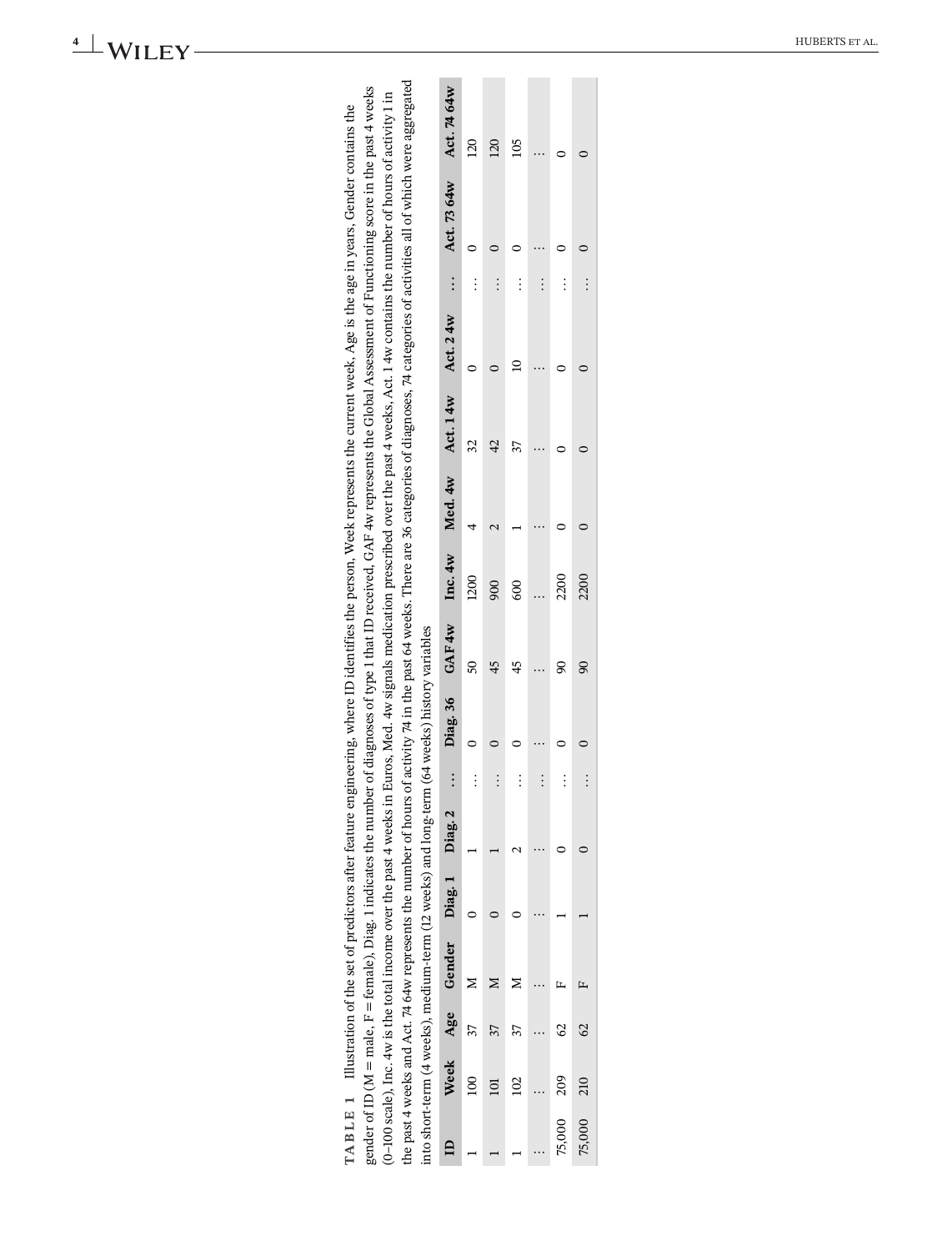**TABLE 1** Illustration of the set of predictors after feature engineering, where ID identifies the person, Week represents the current week, Age is the age in years, Gender contains the gender of ID (M = male, F = female), Diag. 1 indicates the number of diagnoses of type 1 that ID received, GAF 4w represents the Global Assessment of Functioning score in the past 4 weeks (0–100 scale), Inc. 4w is the total income over the past 4 weeks in Euros, Med. 4w signals medication prescribed over the past 4 weeks, Act. 1 4w contains the number of hours of activity 1 in the past 4 weeks and Act. 74 64w represents the number of hours of activity 74 in the past 64 weeks. There are 36 categories of diagnoses, 74 categories of activities all of which were aggregated into short-term (4 weeks), medium-term (12 weeks) and long-term (64 weeks) history variables

| ID | Week | Age | Gender | Diag. 1 | Diag. 2 | … | Diag. 36 | GAF 4w | Inc. 4w | Med. 4w | Act. 1 4w | Act. 2 4w | … | Act. 73 64w | Act. 74 64w |
|---|---|---|---|---|---|---|---|---|---|---|---|---|---|---|---|
| 1 | 100 | 37 | M | 0 | 1 | … | 0 | 50 | 1200 | 4 | 32 | 0 | … | 0 | 120 |
| 1 | 101 | 37 | M | 0 | 1 | … | 0 | 45 | 900 | 2 | 42 | 0 | … | 0 | 120 |
| 1 | 102 | 37 | M | 0 | 2 | … | 0 | 45 | 600 | 1 | 37 | 10 | … | 0 | 105 |
| ⋮ | ⋮ | ⋮ | ⋮ | ⋮ | ⋮ | ⋮ | ⋮ | ⋮ | ⋮ | ⋮ | ⋮ | ⋮ | ⋮ | ⋮ | ⋮ |
| 75,000 | 209 | 62 | F | 1 | 0 | … | 0 | 90 | 2200 | 0 | 0 | 0 | … | 0 | 0 |
| 75,000 | 210 | 62 | F | 1 | 0 | … | 0 | 90 | 2200 | 0 | 0 | 0 | … | 0 | 0 |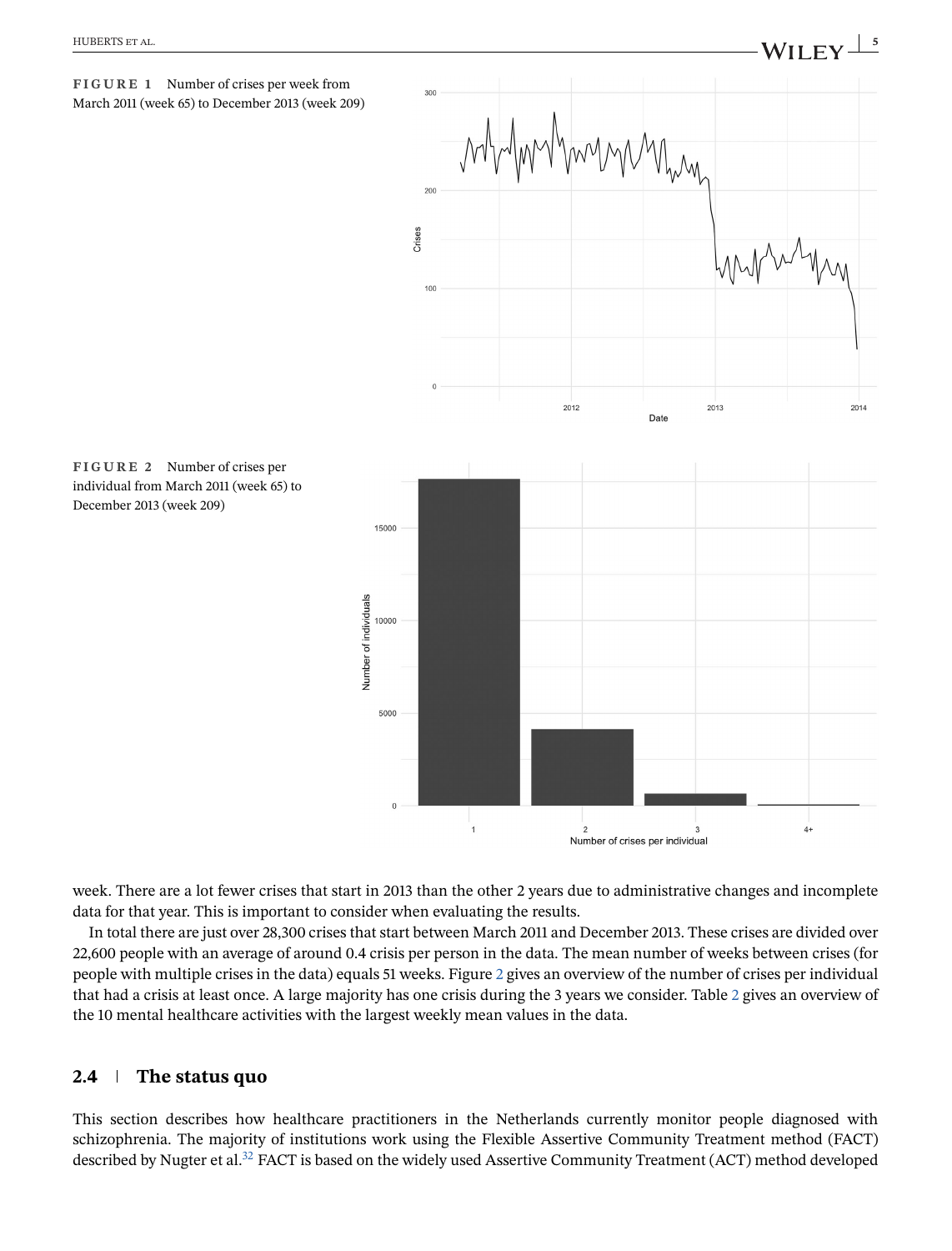**FIGURE 1** Number of crises per week from March 2011 (week 65) to December 2013 (week 209)

**FIGURE 2** Number of crises per individual from March 2011 (week 65) to December 2013 (week 209)

week. There are a lot fewer crises that start in 2013 than the other 2 years due to administrative changes and incomplete data for that year. This is important to consider when evaluating the results.

In total there are just over 28,300 crises that start between March 2011 and December 2013. These crises are divided over 22,600 people with an average of around 0.4 crisis per person in the data. The mean number of weeks between crises (for people with multiple crises in the data) equals 51 weeks. Figure 2 gives an overview of the number of crises per individual that had a crisis at least once. A large majority has one crisis during the 3 years we consider. Table 2 gives an overview of the 10 mental healthcare activities with the largest weekly mean values in the data.

## 2.4 The status quo

This section describes how healthcare practitioners in the Netherlands currently monitor people diagnosed with schizophrenia. The majority of institutions work using the Flexible Assertive Community Treatment method (FACT) described by Nugter et al.[32] FACT is based on the widely used Assertive Community Treatment (ACT) method developed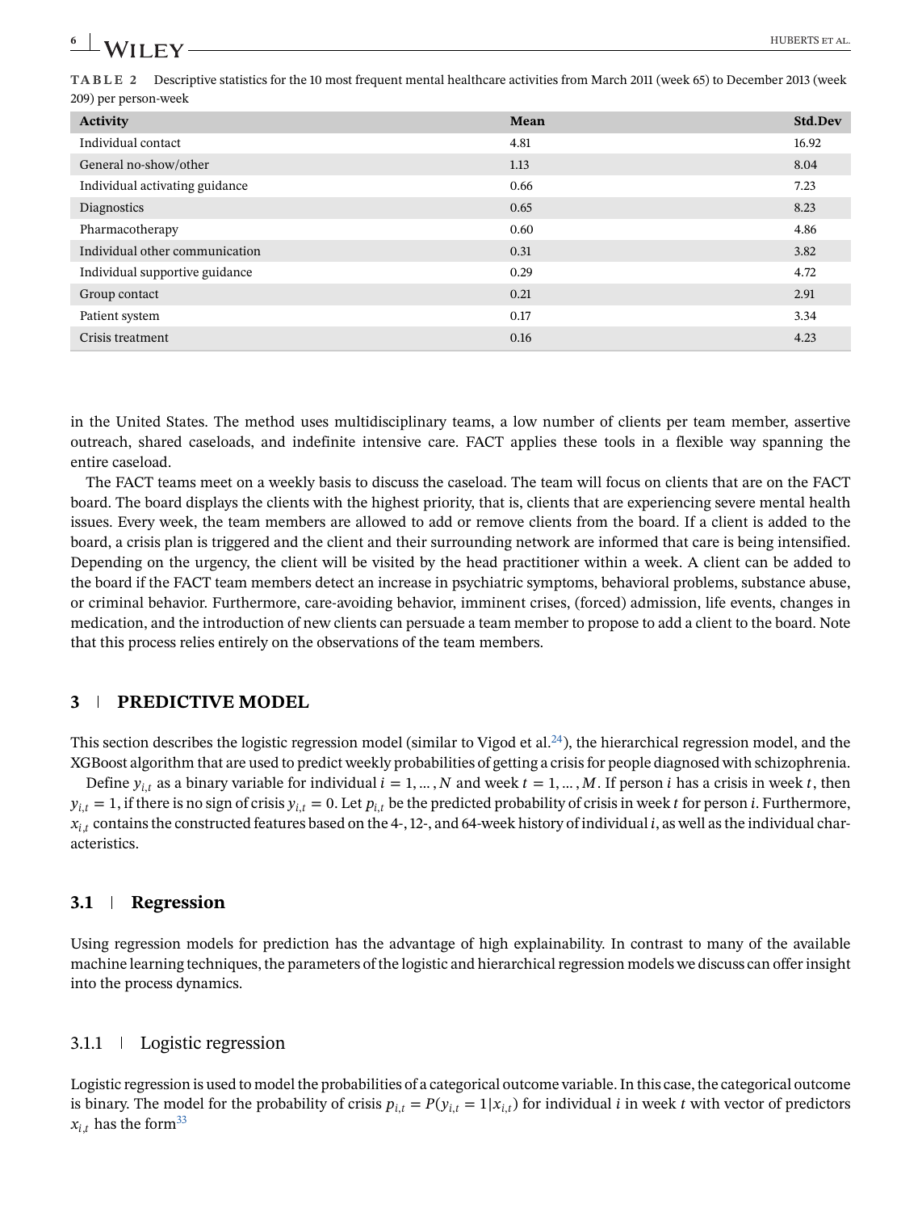**TABLE 2** Descriptive statistics for the 10 most frequent mental healthcare activities from March 2011 (week 65) to December 2013 (week 209) per person-week

| Activity | Mean | Std.Dev |
|---|---|---|
| Individual contact | 4.81 | 16.92 |
| General no-show/other | 1.13 | 8.04 |
| Individual activating guidance | 0.66 | 7.23 |
| Diagnostics | 0.65 | 8.23 |
| Pharmacotherapy | 0.60 | 4.86 |
| Individual other communication | 0.31 | 3.82 |
| Individual supportive guidance | 0.29 | 4.72 |
| Group contact | 0.21 | 2.91 |
| Patient system | 0.17 | 3.34 |
| Crisis treatment | 0.16 | 4.23 |

in the United States. The method uses multidisciplinary teams, a low number of clients per team member, assertive outreach, shared caseloads, and indefinite intensive care. FACT applies these tools in a flexible way spanning the entire caseload.

The FACT teams meet on a weekly basis to discuss the caseload. The team will focus on clients that are on the FACT board. The board displays the clients with the highest priority, that is, clients that are experiencing severe mental health issues. Every week, the team members are allowed to add or remove clients from the board. If a client is added to the board, a crisis plan is triggered and the client and their surrounding network are informed that care is being intensified. Depending on the urgency, the client will be visited by the head practitioner within a week. A client can be added to the board if the FACT team members detect an increase in psychiatric symptoms, behavioral problems, substance abuse, or criminal behavior. Furthermore, care-avoiding behavior, imminent crises, (forced) admission, life events, changes in medication, and the introduction of new clients can persuade a team member to propose to add a client to the board. Note that this process relies entirely on the observations of the team members.

## 3 PREDICTIVE MODEL

This section describes the logistic regression model (similar to Vigod et al.[24]), the hierarchical regression model, and the XGBoost algorithm that are used to predict weekly probabilities of getting a crisis for people diagnosed with schizophrenia.

Define $y_{i,t}$ as a binary variable for individual $i = 1, \ldots, N$ and week $t = 1, \ldots, M$. If person $i$ has a crisis in week $t$, then $y_{i,t} = 1$, if there is no sign of crisis $y_{i,t} = 0$. Let $p_{i,t}$ be the predicted probability of crisis in week $t$ for person $i$. Furthermore, $x_{i,t}$ contains the constructed features based on the 4-, 12-, and 64-week history of individual $i$, as well as the individual characteristics.

### 3.1 Regression

Using regression models for prediction has the advantage of high explainability. In contrast to many of the available machine learning techniques, the parameters of the logistic and hierarchical regression models we discuss can offer insight into the process dynamics.

#### 3.1.1 Logistic regression

Logistic regression is used to model the probabilities of a categorical outcome variable. In this case, the categorical outcome is binary. The model for the probability of crisis $p_{i,t} = P(y_{i,t} = 1|x_{i,t})$ for individual $i$ in week $t$ with vector of predictors $x_{i,t}$ has the form[33]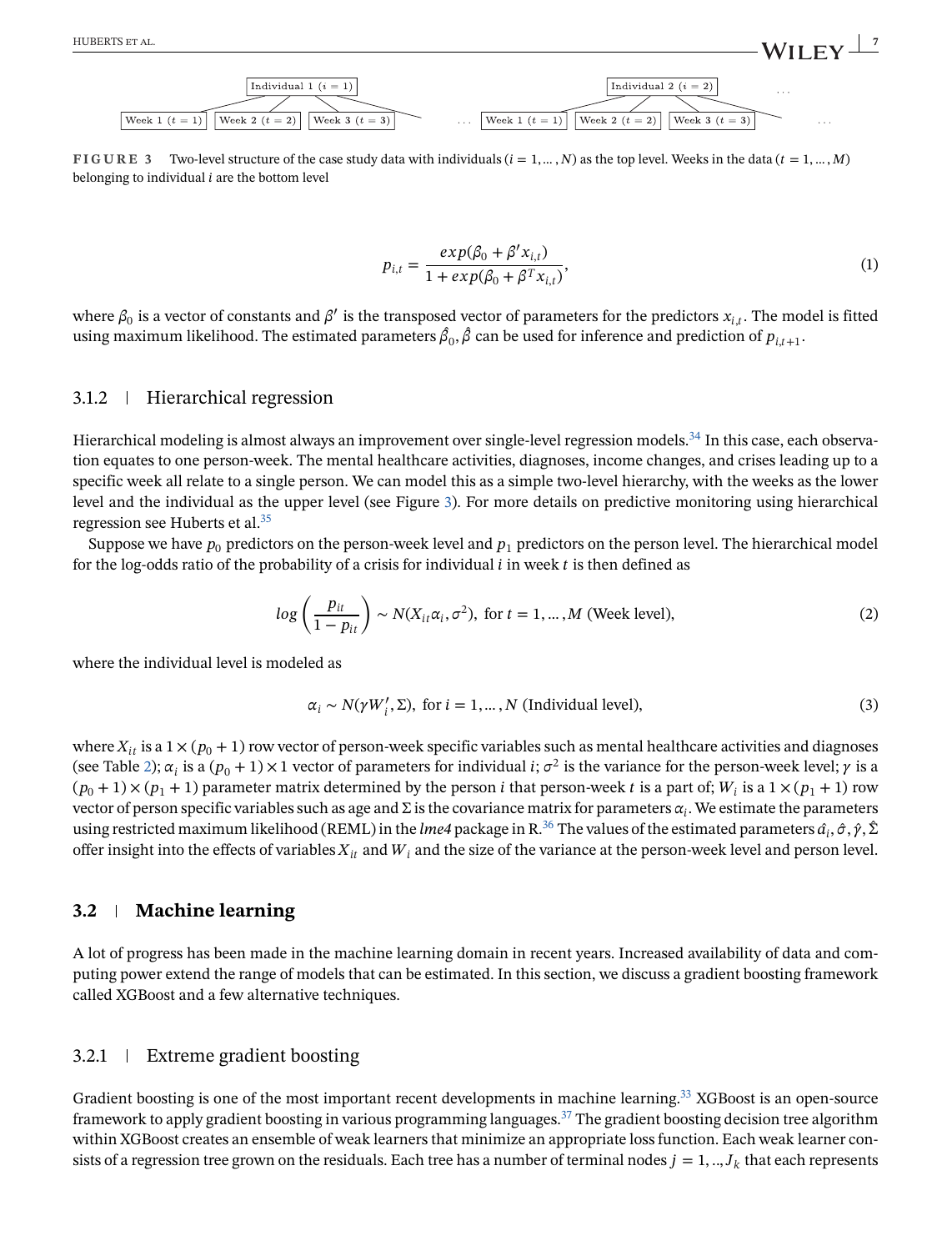Individual 1 ($i = 1$) — Week 1 ($t = 1$), Week 2 ($t = 2$), Week 3 ($t = 3$) ... Individual 2 ($i = 2$) — Week 1 ($t = 1$), Week 2 ($t = 2$), Week 3 ($t = 3$) ...

**FIGURE 3** Two-level structure of the case study data with individuals ($i = 1, \ldots, N$) as the top level. Weeks in the data ($t = 1, \ldots, M$) belonging to individual $i$ are the bottom level

$$p_{i,t} = \frac{exp(\beta_0 + \beta' x_{i,t})}{1 + exp(\beta_0 + \beta^T x_{i,t})}, \tag{1}$$

where $\beta_0$ is a vector of constants and $\beta'$ is the transposed vector of parameters for the predictors $x_{i,t}$. The model is fitted using maximum likelihood. The estimated parameters $\hat{\beta}_0, \hat{\beta}$ can be used for inference and prediction of $p_{i,t+1}$.

### 3.1.2 | Hierarchical regression

Hierarchical modeling is almost always an improvement over single-level regression models.[34] In this case, each observation equates to one person-week. The mental healthcare activities, diagnoses, income changes, and crises leading up to a specific week all relate to a single person. We can model this as a simple two-level hierarchy, with the weeks as the lower level and the individual as the upper level (see Figure 3). For more details on predictive monitoring using hierarchical regression see Huberts et al.[35]

Suppose we have $p_0$ predictors on the person-week level and $p_1$ predictors on the person level. The hierarchical model for the log-odds ratio of the probability of a crisis for individual $i$ in week $t$ is then defined as

$$log\left(\frac{p_{it}}{1 - p_{it}}\right) \sim N(X_{it}\alpha_i, \sigma^2), \text{ for } t = 1, \ldots, M \text{ (Week level)}, \tag{2}$$

where the individual level is modeled as

$$\alpha_i \sim N(\gamma W_i', \Sigma), \text{ for } i = 1, \ldots, N \text{ (Individual level)}, \tag{3}$$

where $X_{it}$ is a $1 \times (p_0 + 1)$ row vector of person-week specific variables such as mental healthcare activities and diagnoses (see Table 2); $\alpha_i$ is a $(p_0 + 1) \times 1$ vector of parameters for individual $i$; $\sigma^2$ is the variance for the person-week level; $\gamma$ is a $(p_0 + 1) \times (p_1 + 1)$ parameter matrix determined by the person $i$ that person-week $t$ is a part of; $W_i$ is a $1 \times (p_1 + 1)$ row vector of person specific variables such as age and $\Sigma$ is the covariance matrix for parameters $\alpha_i$. We estimate the parameters using restricted maximum likelihood (REML) in the *lme4* package in R.[36] The values of the estimated parameters $\hat{\alpha}_i, \hat{\sigma}, \hat{\gamma}, \hat{\Sigma}$ offer insight into the effects of variables $X_{it}$ and $W_i$ and the size of the variance at the person-week level and person level.

## 3.2 | Machine learning

A lot of progress has been made in the machine learning domain in recent years. Increased availability of data and computing power extend the range of models that can be estimated. In this section, we discuss a gradient boosting framework called XGBoost and a few alternative techniques.

### 3.2.1 | Extreme gradient boosting

Gradient boosting is one of the most important recent developments in machine learning.[33] XGBoost is an open-source framework to apply gradient boosting in various programming languages.[37] The gradient boosting decision tree algorithm within XGBoost creates an ensemble of weak learners that minimize an appropriate loss function. Each weak learner consists of a regression tree grown on the residuals. Each tree has a number of terminal nodes $j = 1, .., J_k$ that each represents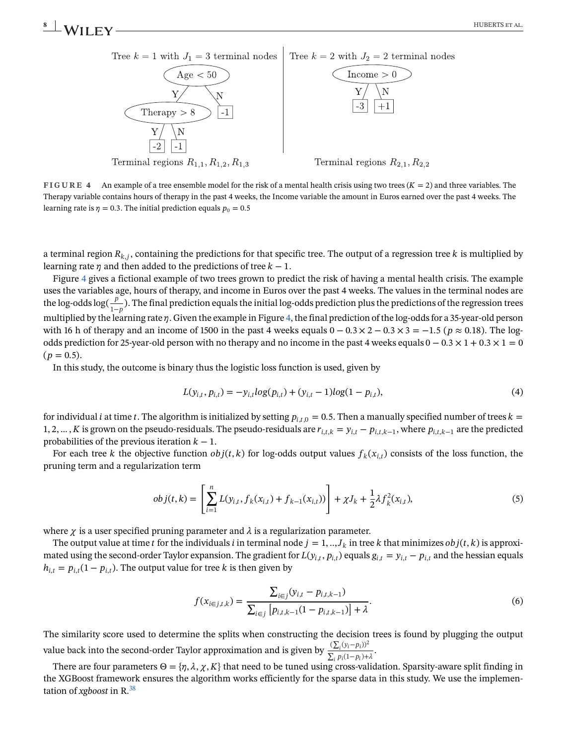Tree $k = 1$ with $J_1 = 3$ terminal nodes

- Age < 50
  - Y: Therapy > 8
    - Y: -2
    - N: -1
  - N: -1

Terminal regions $R_{1,1}, R_{1,2}, R_{1,3}$

Tree $k = 2$ with $J_2 = 2$ terminal nodes

- Income > 0
  - Y: -3
  - N: +1

Terminal regions $R_{2,1}, R_{2,2}$

**FIGURE 4** An example of a tree ensemble model for the risk of a mental health crisis using two trees ($K = 2$) and three variables. The Therapy variable contains hours of therapy in the past 4 weeks, the Income variable the amount in Euros earned over the past 4 weeks. The learning rate is $\eta = 0.3$. The initial prediction equals $p_0 = 0.5$

a terminal region $R_{k,j}$, containing the predictions for that specific tree. The output of a regression tree $k$ is multiplied by learning rate $\eta$ and then added to the predictions of tree $k - 1$.

Figure 4 gives a fictional example of two trees grown to predict the risk of having a mental health crisis. The example uses the variables age, hours of therapy, and income in Euros over the past 4 weeks. The values in the terminal nodes are the log-odds $\log(\frac{p}{1-p})$. The final prediction equals the initial log-odds prediction plus the predictions of the regression trees multiplied by the learning rate $\eta$. Given the example in Figure 4, the final prediction of the log-odds for a 35-year-old person with 16 h of therapy and an income of 1500 in the past 4 weeks equals $0 - 0.3 \times 2 - 0.3 \times 3 = -1.5$ ($p \approx 0.18$). The log-odds prediction for 25-year-old person with no therapy and no income in the past 4 weeks equals $0 - 0.3 \times 1 + 0.3 \times 1 = 0$ ($p = 0.5$).

In this study, the outcome is binary thus the logistic loss function is used, given by

$$L(y_{i,t}, p_{i,t}) = -y_{i,t} log(p_{i,t}) + (y_{i,t} - 1) log(1 - p_{i,t}), \tag{4}$$

for individual $i$ at time $t$. The algorithm is initialized by setting $p_{i,t,0} = 0.5$. Then a manually specified number of trees $k = 1, 2, \dots, K$ is grown on the pseudo-residuals. The pseudo-residuals are $r_{i,t,k} = y_{i,t} - p_{i,t,k-1}$, where $p_{i,t,k-1}$ are the predicted probabilities of the previous iteration $k - 1$.

For each tree $k$ the objective function $obj(t, k)$ for log-odds output values $f_k(x_{i,t})$ consists of the loss function, the pruning term and a regularization term

$$obj(t, k) = \left[\sum_{i=1}^{n} L(y_{i,t}, f_k(x_{i,t}) + f_{k-1}(x_{i,t}))\right] + \chi J_k + \frac{1}{2}\lambda f_k^2(x_{i,t}), \tag{5}$$

where $\chi$ is a user specified pruning parameter and $\lambda$ is a regularization parameter.

The output value at time $t$ for the individuals $i$ in terminal node $j = 1, .., J_k$ in tree $k$ that minimizes $obj(t, k)$ is approximated using the second-order Taylor expansion. The gradient for $L(y_{i,t}, p_{i,t})$ equals $g_{i,t} = y_{i,t} - p_{i,t}$ and the hessian equals $h_{i,t} = p_{i,t}(1 - p_{i,t})$. The output value for tree $k$ is then given by

$$f(x_{i \in j,t,k}) = \frac{\sum_{i \in j}(y_{i,t} - p_{i,t,k-1})}{\sum_{i \in j}\left[p_{i,t,k-1}(1 - p_{i,t,k-1})\right] + \lambda}. \tag{6}$$

The similarity score used to determine the splits when constructing the decision trees is found by plugging the output value back into the second-order Taylor approximation and is given by $\frac{(\sum_i (y_i - p_i))^2}{\sum_i p_i(1-p_i)+\lambda}$.

There are four parameters $\Theta = \{\eta, \lambda, \chi, K\}$ that need to be tuned using cross-validation. Sparsity-aware split finding in the XGBoost framework ensures the algorithm works efficiently for the sparse data in this study. We use the implementation of *xgboost* in R.[38]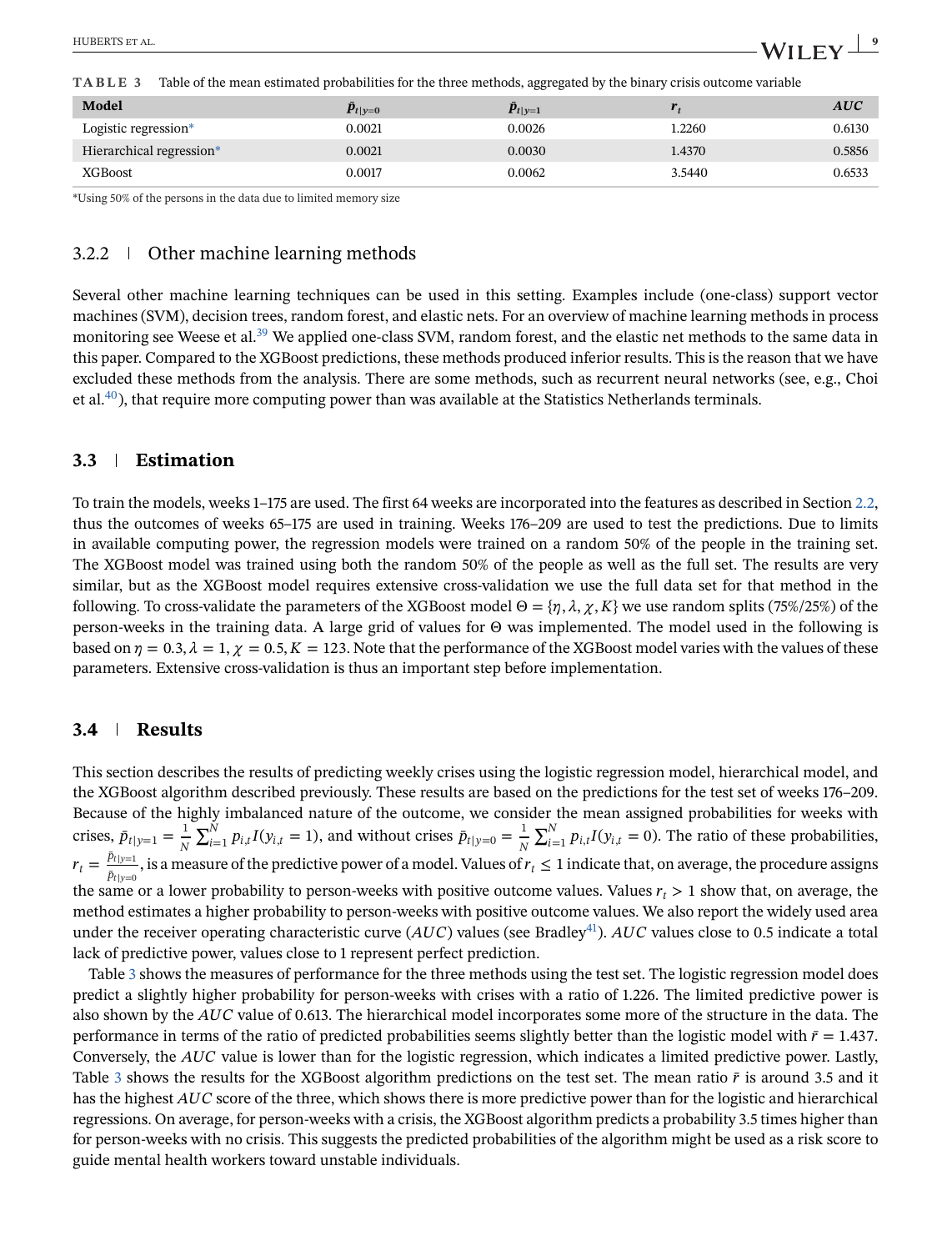**TABLE 3** Table of the mean estimated probabilities for the three methods, aggregated by the binary crisis outcome variable

| Model | $\bar{p}_{t\|y=0}$ | $\bar{p}_{t\|y=1}$ | $r_t$ | $AUC$ |
|---|---|---|---|---|
| Logistic regression* | 0.0021 | 0.0026 | 1.2260 | 0.6130 |
| Hierarchical regression* | 0.0021 | 0.0030 | 1.4370 | 0.5856 |
| XGBoost | 0.0017 | 0.0062 | 3.5440 | 0.6533 |

*Using 50% of the persons in the data due to limited memory size

### 3.2.2 | Other machine learning methods

Several other machine learning techniques can be used in this setting. Examples include (one-class) support vector machines (SVM), decision trees, random forest, and elastic nets. For an overview of machine learning methods in process monitoring see Weese et al.[39] We applied one-class SVM, random forest, and the elastic net methods to the same data in this paper. Compared to the XGBoost predictions, these methods produced inferior results. This is the reason that we have excluded these methods from the analysis. There are some methods, such as recurrent neural networks (see, e.g., Choi et al.[40]), that require more computing power than was available at the Statistics Netherlands terminals.

## 3.3 | Estimation

To train the models, weeks 1–175 are used. The first 64 weeks are incorporated into the features as described in Section 2.2, thus the outcomes of weeks 65–175 are used in training. Weeks 176–209 are used to test the predictions. Due to limits in available computing power, the regression models were trained on a random 50% of the people in the training set. The XGBoost model was trained using both the random 50% of the people as well as the full set. The results are very similar, but as the XGBoost model requires extensive cross-validation we use the full data set for that method in the following. To cross-validate the parameters of the XGBoost model $\Theta = \{\eta, \lambda, \chi, K\}$ we use random splits (75%/25%) of the person-weeks in the training data. A large grid of values for $\Theta$ was implemented. The model used in the following is based on $\eta = 0.3, \lambda = 1, \chi = 0.5, K = 123$. Note that the performance of the XGBoost model varies with the values of these parameters. Extensive cross-validation is thus an important step before implementation.

## 3.4 | Results

This section describes the results of predicting weekly crises using the logistic regression model, hierarchical model, and the XGBoost algorithm described previously. These results are based on the predictions for the test set of weeks 176–209. Because of the highly imbalanced nature of the outcome, we consider the mean assigned probabilities for weeks with crises, $\bar{p}_{t|y=1} = \frac{1}{N}\sum_{i=1}^{N} p_{i,t} I(y_{i,t} = 1)$, and without crises $\bar{p}_{t|y=0} = \frac{1}{N}\sum_{i=1}^{N} p_{i,t} I(y_{i,t} = 0)$. The ratio of these probabilities, $r_t = \frac{\bar{p}_{t|y=1}}{\bar{p}_{t|y=0}}$, is a measure of the predictive power of a model. Values of $r_t \leq 1$ indicate that, on average, the procedure assigns the same or a lower probability to person-weeks with positive outcome values. Values $r_t > 1$ show that, on average, the method estimates a higher probability to person-weeks with positive outcome values. We also report the widely used area under the receiver operating characteristic curve ($AUC$) values (see Bradley[41]). $AUC$ values close to 0.5 indicate a total lack of predictive power, values close to 1 represent perfect prediction.

Table 3 shows the measures of performance for the three methods using the test set. The logistic regression model does predict a slightly higher probability for person-weeks with crises with a ratio of 1.226. The limited predictive power is also shown by the $AUC$ value of 0.613. The hierarchical model incorporates some more of the structure in the data. The performance in terms of the ratio of predicted probabilities seems slightly better than the logistic model with $\bar{r} = 1.437$. Conversely, the $AUC$ value is lower than for the logistic regression, which indicates a limited predictive power. Lastly, Table 3 shows the results for the XGBoost algorithm predictions on the test set. The mean ratio $\bar{r}$ is around 3.5 and it has the highest $AUC$ score of the three, which shows there is more predictive power than for the logistic and hierarchical regressions. On average, for person-weeks with a crisis, the XGBoost algorithm predicts a probability 3.5 times higher than for person-weeks with no crisis. This suggests the predicted probabilities of the algorithm might be used as a risk score to guide mental health workers toward unstable individuals.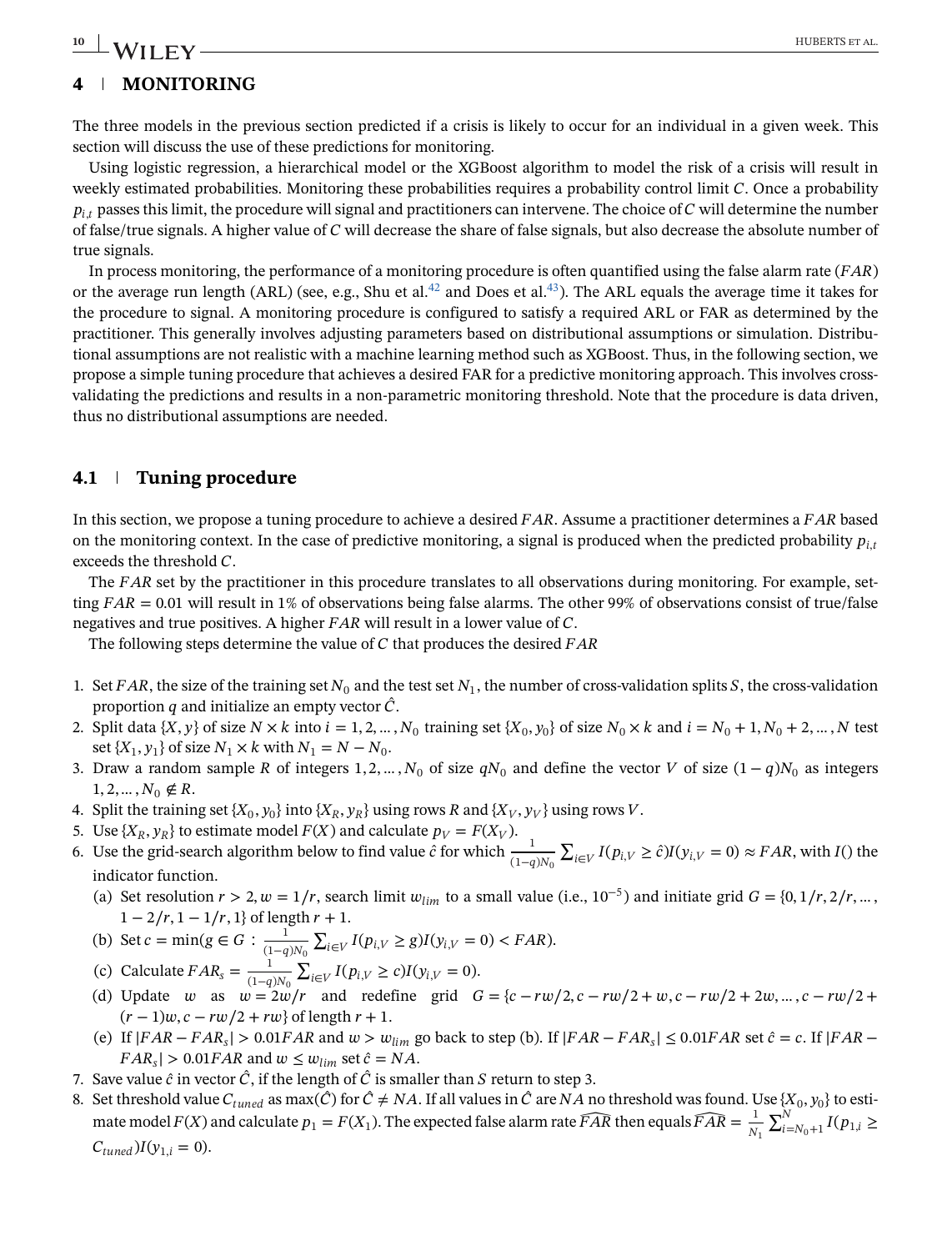## 4 MONITORING

The three models in the previous section predicted if a crisis is likely to occur for an individual in a given week. This section will discuss the use of these predictions for monitoring.

Using logistic regression, a hierarchical model or the XGBoost algorithm to model the risk of a crisis will result in weekly estimated probabilities. Monitoring these probabilities requires a probability control limit $C$. Once a probability $p_{i,t}$ passes this limit, the procedure will signal and practitioners can intervene. The choice of $C$ will determine the number of false/true signals. A higher value of $C$ will decrease the share of false signals, but also decrease the absolute number of true signals.

In process monitoring, the performance of a monitoring procedure is often quantified using the false alarm rate ($FAR$) or the average run length (ARL) (see, e.g., Shu et al.[42] and Does et al.[43]). The ARL equals the average time it takes for the procedure to signal. A monitoring procedure is configured to satisfy a required ARL or FAR as determined by the practitioner. This generally involves adjusting parameters based on distributional assumptions or simulation. Distributional assumptions are not realistic with a machine learning method such as XGBoost. Thus, in the following section, we propose a simple tuning procedure that achieves a desired FAR for a predictive monitoring approach. This involves cross-validating the predictions and results in a non-parametric monitoring threshold. Note that the procedure is data driven, thus no distributional assumptions are needed.

### 4.1 Tuning procedure

In this section, we propose a tuning procedure to achieve a desired $FAR$. Assume a practitioner determines a $FAR$ based on the monitoring context. In the case of predictive monitoring, a signal is produced when the predicted probability $p_{i,t}$ exceeds the threshold $C$.

The $FAR$ set by the practitioner in this procedure translates to all observations during monitoring. For example, setting $FAR = 0.01$ will result in 1% of observations being false alarms. The other 99% of observations consist of true/false negatives and true positives. A higher $FAR$ will result in a lower value of $C$.

The following steps determine the value of $C$ that produces the desired $FAR$

1. Set $FAR$, the size of the training set $N_0$ and the test set $N_1$, the number of cross-validation splits $S$, the cross-validation proportion $q$ and initialize an empty vector $\hat{C}$.
2. Split data $\{X, y\}$ of size $N \times k$ into $i = 1, 2, \dots, N_0$ training set $\{X_0, y_0\}$ of size $N_0 \times k$ and $i = N_0 + 1, N_0 + 2, \dots, N$ test set $\{X_1, y_1\}$ of size $N_1 \times k$ with $N_1 = N - N_0$.
3. Draw a random sample $R$ of integers $1, 2, \dots, N_0$ of size $qN_0$ and define the vector $V$ of size $(1 - q)N_0$ as integers $1, 2, \dots, N_0 \notin R$.
4. Split the training set $\{X_0, y_0\}$ into $\{X_R, y_R\}$ using rows $R$ and $\{X_V, y_V\}$ using rows $V$.
5. Use $\{X_R, y_R\}$ to estimate model $F(X)$ and calculate $p_V = F(X_V)$.
6. Use the grid-search algorithm below to find value $\hat{c}$ for which $\frac{1}{(1-q)N_0} \sum_{i \in V} I(p_{i,V} \geq \hat{c}) I(y_{i,V} = 0) \approx FAR$, with $I()$ the indicator function.
   (a) Set resolution $r > 2, w = 1/r$, search limit $w_{lim}$ to a small value (i.e., $10^{-5}$) and initiate grid $G = \{0, 1/r, 2/r, \dots, 1 - 2/r, 1 - 1/r, 1\}$ of length $r + 1$.
   (b) Set $c = \min(g \in G : \frac{1}{(1-q)N_0} \sum_{i \in V} I(p_{i,V} \geq g) I(y_{i,V} = 0) < FAR)$.
   (c) Calculate $FAR_s = \frac{1}{(1-q)N_0} \sum_{i \in V} I(p_{i,V} \geq c) I(y_{i,V} = 0)$.
   (d) Update $w$ as $w = 2w/r$ and redefine grid $G = \{c - rw/2, c - rw/2 + w, c - rw/2 + 2w, \dots, c - rw/2 + (r-1)w, c - rw/2 + rw\}$ of length $r + 1$.
   (e) If $|FAR - FAR_s| > 0.01FAR$ and $w > w_{lim}$ go back to step (b). If $|FAR - FAR_s| \leq 0.01FAR$ set $\hat{c} = c$. If $|FAR - FAR_s| > 0.01FAR$ and $w \leq w_{lim}$ set $\hat{c} = NA$.
7. Save value $\hat{c}$ in vector $\hat{C}$, if the length of $\hat{C}$ is smaller than $S$ return to step 3.
8. Set threshold value $C_{tuned}$ as $\max(\hat{C})$ for $\hat{C} \neq NA$. If all values in $\hat{C}$ are $NA$ no threshold was found. Use $\{X_0, y_0\}$ to estimate model $F(X)$ and calculate $p_1 = F(X_1)$. The expected false alarm rate $\widehat{FAR}$ then equals $\widehat{FAR} = \frac{1}{N_1} \sum_{i=N_0+1}^{N} I(p_{1,i} \geq C_{tuned}) I(y_{1,i} = 0)$.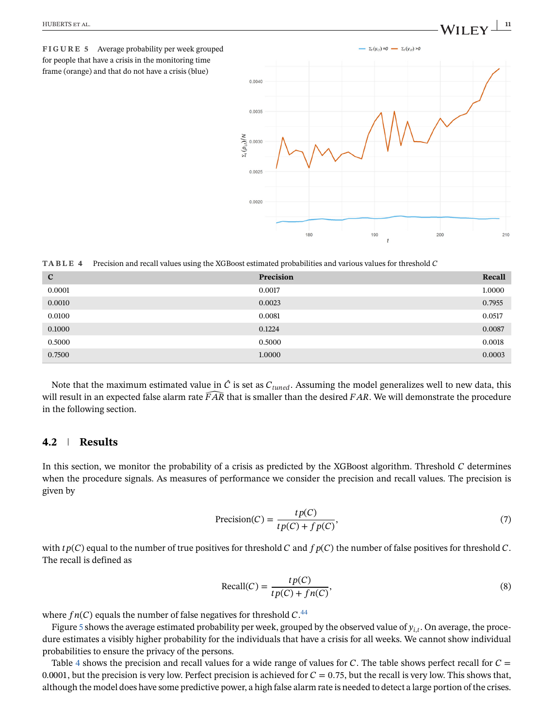**FIGURE 5** Average probability per week grouped for people that have a crisis in the monitoring time frame (orange) and that do not have a crisis (blue)

**TABLE 4** Precision and recall values using the XGBoost estimated probabilities and various values for threshold $C$

| C | Precision | Recall |
|---|---|---|
| 0.0001 | 0.0017 | 1.0000 |
| 0.0010 | 0.0023 | 0.7955 |
| 0.0100 | 0.0081 | 0.0517 |
| 0.1000 | 0.1224 | 0.0087 |
| 0.5000 | 0.5000 | 0.0018 |
| 0.7500 | 1.0000 | 0.0003 |

Note that the maximum estimated value in $\hat{C}$ is set as $C_{tuned}$. Assuming the model generalizes well to new data, this will result in an expected false alarm rate $\widehat{FAR}$ that is smaller than the desired $FAR$. We will demonstrate the procedure in the following section.

## 4.2 Results

In this section, we monitor the probability of a crisis as predicted by the XGBoost algorithm. Threshold $C$ determines when the procedure signals. As measures of performance we consider the precision and recall values. The precision is given by

$$\text{Precision}(C) = \frac{tp(C)}{tp(C) + fp(C)}, \tag{7}$$

with $tp(C)$ equal to the number of true positives for threshold $C$ and $fp(C)$ the number of false positives for threshold $C$. The recall is defined as

$$\text{Recall}(C) = \frac{tp(C)}{tp(C) + fn(C)}, \tag{8}$$

where $fn(C)$ equals the number of false negatives for threshold $C$.[44]

Figure 5 shows the average estimated probability per week, grouped by the observed value of $y_{i,t}$. On average, the procedure estimates a visibly higher probability for the individuals that have a crisis for all weeks. We cannot show individual probabilities to ensure the privacy of the persons.

Table 4 shows the precision and recall values for a wide range of values for $C$. The table shows perfect recall for $C = 0.0001$, but the precision is very low. Perfect precision is achieved for $C = 0.75$, but the recall is very low. This shows that, although the model does have some predictive power, a high false alarm rate is needed to detect a large portion of the crises.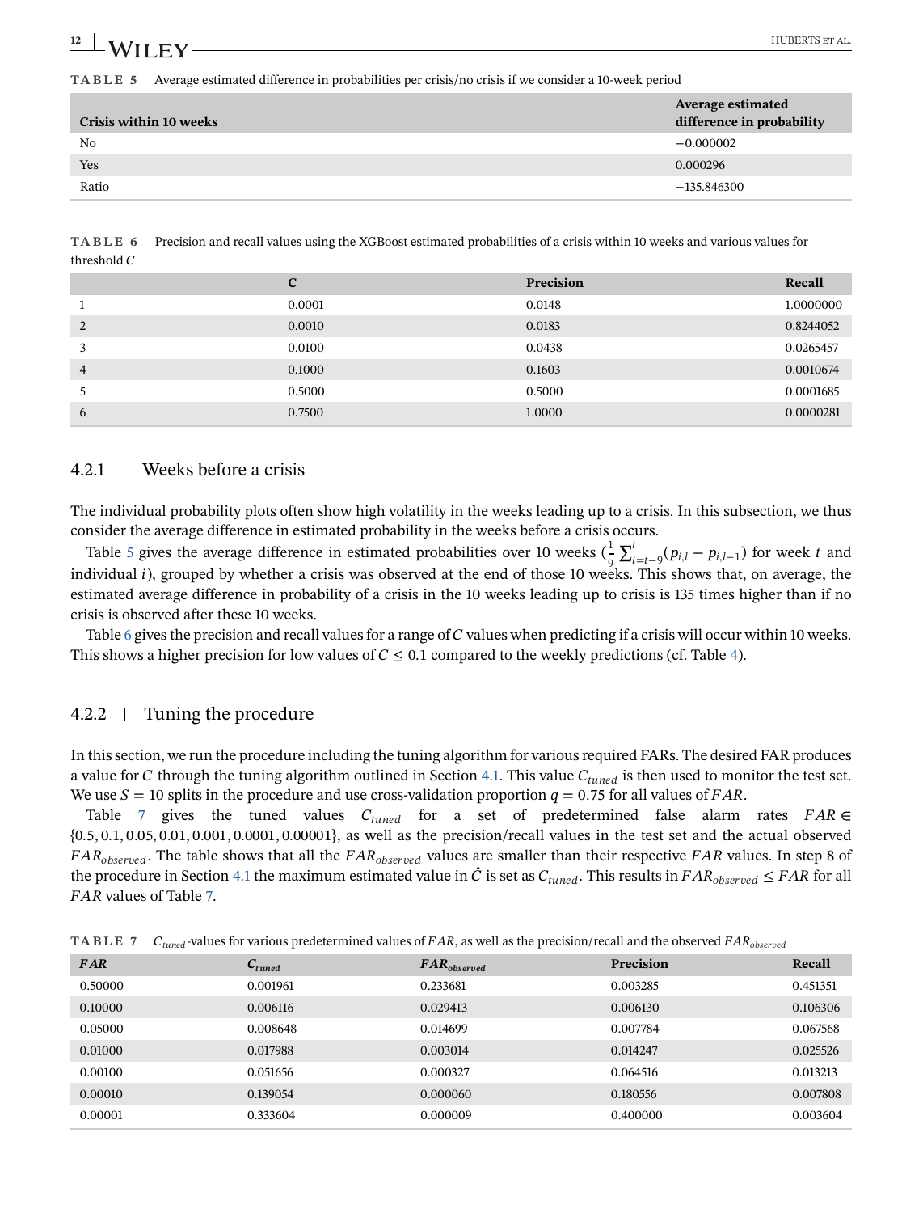**TABLE 5** Average estimated difference in probabilities per crisis/no crisis if we consider a 10-week period

| Crisis within 10 weeks | Average estimated difference in probability |
|---|---|
| No | −0.000002 |
| Yes | 0.000296 |
| Ratio | −135.846300 |

**TABLE 6** Precision and recall values using the XGBoost estimated probabilities of a crisis within 10 weeks and various values for threshold $C$

| | C | Precision | Recall |
|---|---|---|---|
| 1 | 0.0001 | 0.0148 | 1.0000000 |
| 2 | 0.0010 | 0.0183 | 0.8244052 |
| 3 | 0.0100 | 0.0438 | 0.0265457 |
| 4 | 0.1000 | 0.1603 | 0.0010674 |
| 5 | 0.5000 | 0.5000 | 0.0001685 |
| 6 | 0.7500 | 1.0000 | 0.0000281 |

#### 4.2.1 | Weeks before a crisis

The individual probability plots often show high volatility in the weeks leading up to a crisis. In this subsection, we thus consider the average difference in estimated probability in the weeks before a crisis occurs.

Table 5 gives the average difference in estimated probabilities over 10 weeks ($\frac{1}{9}\sum_{l=t-9}^{t}(p_{i,l} - p_{i,l-1})$ for week $t$ and individual $i$), grouped by whether a crisis was observed at the end of those 10 weeks. This shows that, on average, the estimated average difference in probability of a crisis in the 10 weeks leading up to crisis is 135 times higher than if no crisis is observed after these 10 weeks.

Table 6 gives the precision and recall values for a range of $C$ values when predicting if a crisis will occur within 10 weeks. This shows a higher precision for low values of $C \leq 0.1$ compared to the weekly predictions (cf. Table 4).

#### 4.2.2 | Tuning the procedure

In this section, we run the procedure including the tuning algorithm for various required FARs. The desired FAR produces a value for $C$ through the tuning algorithm outlined in Section 4.1. This value $C_{tuned}$ is then used to monitor the test set. We use $S = 10$ splits in the procedure and use cross-validation proportion $q = 0.75$ for all values of $FAR$.

Table 7 gives the tuned values $C_{tuned}$ for a set of predetermined false alarm rates $FAR \in \{0.5, 0.1, 0.05, 0.01, 0.001, 0.0001, 0.00001\}$, as well as the precision/recall values in the test set and the actual observed $FAR_{observed}$. The table shows that all the $FAR_{observed}$ values are smaller than their respective $FAR$ values. In step 8 of the procedure in Section 4.1 the maximum estimated value in $\hat{C}$ is set as $C_{tuned}$. This results in $FAR_{observed} \leq FAR$ for all $FAR$ values of Table 7.

**TABLE 7** $C_{tuned}$-values for various predetermined values of $FAR$, as well as the precision/recall and the observed $FAR_{observed}$

| $FAR$ | $C_{tuned}$ | $FAR_{observed}$ | Precision | Recall |
|---|---|---|---|---|
| 0.50000 | 0.001961 | 0.233681 | 0.003285 | 0.451351 |
| 0.10000 | 0.006116 | 0.029413 | 0.006130 | 0.106306 |
| 0.05000 | 0.008648 | 0.014699 | 0.007784 | 0.067568 |
| 0.01000 | 0.017988 | 0.003014 | 0.014247 | 0.025526 |
| 0.00100 | 0.051656 | 0.000327 | 0.064516 | 0.013213 |
| 0.00010 | 0.139054 | 0.000060 | 0.180556 | 0.007808 |
| 0.00001 | 0.333604 | 0.000009 | 0.400000 | 0.003604 |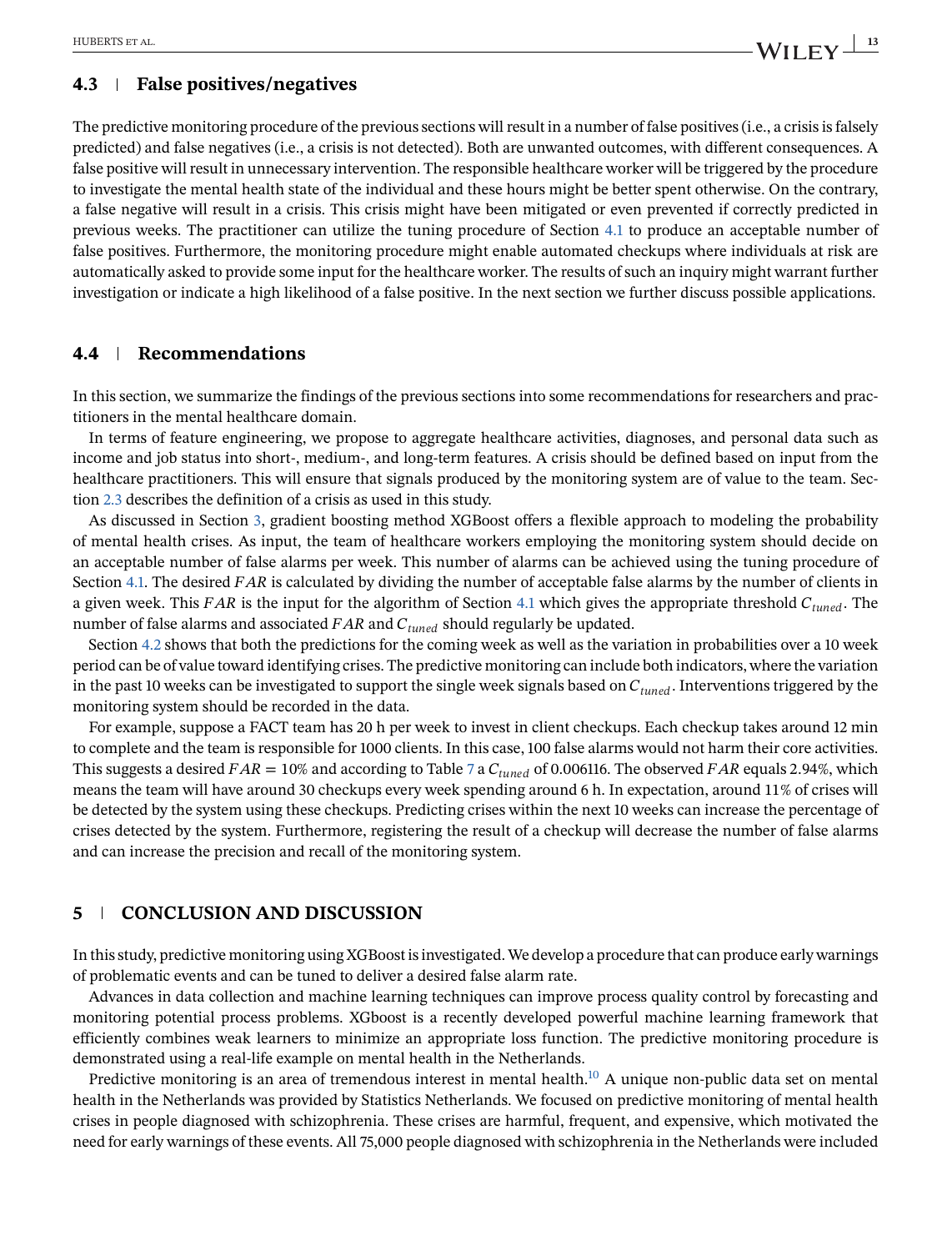### 4.3 False positives/negatives

The predictive monitoring procedure of the previous sections will result in a number of false positives (i.e., a crisis is falsely predicted) and false negatives (i.e., a crisis is not detected). Both are unwanted outcomes, with different consequences. A false positive will result in unnecessary intervention. The responsible healthcare worker will be triggered by the procedure to investigate the mental health state of the individual and these hours might be better spent otherwise. On the contrary, a false negative will result in a crisis. This crisis might have been mitigated or even prevented if correctly predicted in previous weeks. The practitioner can utilize the tuning procedure of Section 4.1 to produce an acceptable number of false positives. Furthermore, the monitoring procedure might enable automated checkups where individuals at risk are automatically asked to provide some input for the healthcare worker. The results of such an inquiry might warrant further investigation or indicate a high likelihood of a false positive. In the next section we further discuss possible applications.

### 4.4 Recommendations

In this section, we summarize the findings of the previous sections into some recommendations for researchers and practitioners in the mental healthcare domain.

In terms of feature engineering, we propose to aggregate healthcare activities, diagnoses, and personal data such as income and job status into short-, medium-, and long-term features. A crisis should be defined based on input from the healthcare practitioners. This will ensure that signals produced by the monitoring system are of value to the team. Section 2.3 describes the definition of a crisis as used in this study.

As discussed in Section 3, gradient boosting method XGBoost offers a flexible approach to modeling the probability of mental health crises. As input, the team of healthcare workers employing the monitoring system should decide on an acceptable number of false alarms per week. This number of alarms can be achieved using the tuning procedure of Section 4.1. The desired $FAR$ is calculated by dividing the number of acceptable false alarms by the number of clients in a given week. This $FAR$ is the input for the algorithm of Section 4.1 which gives the appropriate threshold $C_{tuned}$. The number of false alarms and associated $FAR$ and $C_{tuned}$ should regularly be updated.

Section 4.2 shows that both the predictions for the coming week as well as the variation in probabilities over a 10 week period can be of value toward identifying crises. The predictive monitoring can include both indicators, where the variation in the past 10 weeks can be investigated to support the single week signals based on $C_{tuned}$. Interventions triggered by the monitoring system should be recorded in the data.

For example, suppose a FACT team has 20 h per week to invest in client checkups. Each checkup takes around 12 min to complete and the team is responsible for 1000 clients. In this case, 100 false alarms would not harm their core activities. This suggests a desired $FAR = 10\%$ and according to Table 7 a $C_{tuned}$ of 0.006116. The observed $FAR$ equals 2.94%, which means the team will have around 30 checkups every week spending around 6 h. In expectation, around 11% of crises will be detected by the system using these checkups. Predicting crises within the next 10 weeks can increase the percentage of crises detected by the system. Furthermore, registering the result of a checkup will decrease the number of false alarms and can increase the precision and recall of the monitoring system.

## 5 CONCLUSION AND DISCUSSION

In this study, predictive monitoring using XGBoost is investigated. We develop a procedure that can produce early warnings of problematic events and can be tuned to deliver a desired false alarm rate.

Advances in data collection and machine learning techniques can improve process quality control by forecasting and monitoring potential process problems. XGboost is a recently developed powerful machine learning framework that efficiently combines weak learners to minimize an appropriate loss function. The predictive monitoring procedure is demonstrated using a real-life example on mental health in the Netherlands.

Predictive monitoring is an area of tremendous interest in mental health.[10] A unique non-public data set on mental health in the Netherlands was provided by Statistics Netherlands. We focused on predictive monitoring of mental health crises in people diagnosed with schizophrenia. These crises are harmful, frequent, and expensive, which motivated the need for early warnings of these events. All 75,000 people diagnosed with schizophrenia in the Netherlands were included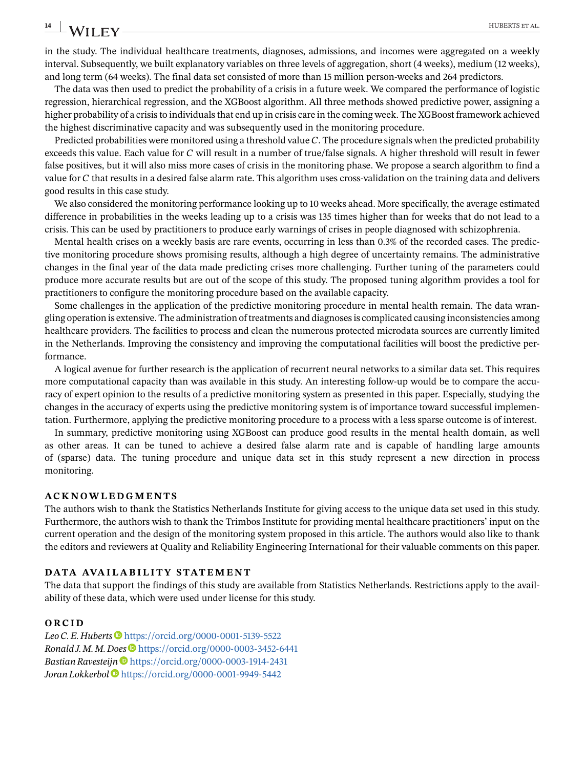in the study. The individual healthcare treatments, diagnoses, admissions, and incomes were aggregated on a weekly interval. Subsequently, we built explanatory variables on three levels of aggregation, short (4 weeks), medium (12 weeks), and long term (64 weeks). The final data set consisted of more than 15 million person-weeks and 264 predictors.

The data was then used to predict the probability of a crisis in a future week. We compared the performance of logistic regression, hierarchical regression, and the XGBoost algorithm. All three methods showed predictive power, assigning a higher probability of a crisis to individuals that end up in crisis care in the coming week. The XGBoost framework achieved the highest discriminative capacity and was subsequently used in the monitoring procedure.

Predicted probabilities were monitored using a threshold value $C$. The procedure signals when the predicted probability exceeds this value. Each value for $C$ will result in a number of true/false signals. A higher threshold will result in fewer false positives, but it will also miss more cases of crisis in the monitoring phase. We propose a search algorithm to find a value for $C$ that results in a desired false alarm rate. This algorithm uses cross-validation on the training data and delivers good results in this case study.

We also considered the monitoring performance looking up to 10 weeks ahead. More specifically, the average estimated difference in probabilities in the weeks leading up to a crisis was 135 times higher than for weeks that do not lead to a crisis. This can be used by practitioners to produce early warnings of crises in people diagnosed with schizophrenia.

Mental health crises on a weekly basis are rare events, occurring in less than 0.3% of the recorded cases. The predictive monitoring procedure shows promising results, although a high degree of uncertainty remains. The administrative changes in the final year of the data made predicting crises more challenging. Further tuning of the parameters could produce more accurate results but are out of the scope of this study. The proposed tuning algorithm provides a tool for practitioners to configure the monitoring procedure based on the available capacity.

Some challenges in the application of the predictive monitoring procedure in mental health remain. The data wrangling operation is extensive. The administration of treatments and diagnoses is complicated causing inconsistencies among healthcare providers. The facilities to process and clean the numerous protected microdata sources are currently limited in the Netherlands. Improving the consistency and improving the computational facilities will boost the predictive performance.

A logical avenue for further research is the application of recurrent neural networks to a similar data set. This requires more computational capacity than was available in this study. An interesting follow-up would be to compare the accuracy of expert opinion to the results of a predictive monitoring system as presented in this paper. Especially, studying the changes in the accuracy of experts using the predictive monitoring system is of importance toward successful implementation. Furthermore, applying the predictive monitoring procedure to a process with a less sparse outcome is of interest.

In summary, predictive monitoring using XGBoost can produce good results in the mental health domain, as well as other areas. It can be tuned to achieve a desired false alarm rate and is capable of handling large amounts of (sparse) data. The tuning procedure and unique data set in this study represent a new direction in process monitoring.

## ACKNOWLEDGMENTS

The authors wish to thank the Statistics Netherlands Institute for giving access to the unique data set used in this study. Furthermore, the authors wish to thank the Trimbos Institute for providing mental healthcare practitioners' input on the current operation and the design of the monitoring system proposed in this article. The authors would also like to thank the editors and reviewers at Quality and Reliability Engineering International for their valuable comments on this paper.

## DATA AVAILABILITY STATEMENT

The data that support the findings of this study are available from Statistics Netherlands. Restrictions apply to the availability of these data, which were used under license for this study.

## ORCID

*Leo C. E. Huberts* https://orcid.org/0000-0001-5139-5522
*Ronald J. M. M. Does* https://orcid.org/0000-0003-3452-6441
*Bastian Ravesteijn* https://orcid.org/0000-0003-1914-2431
*Joran Lokkerbol* https://orcid.org/0000-0001-9949-5442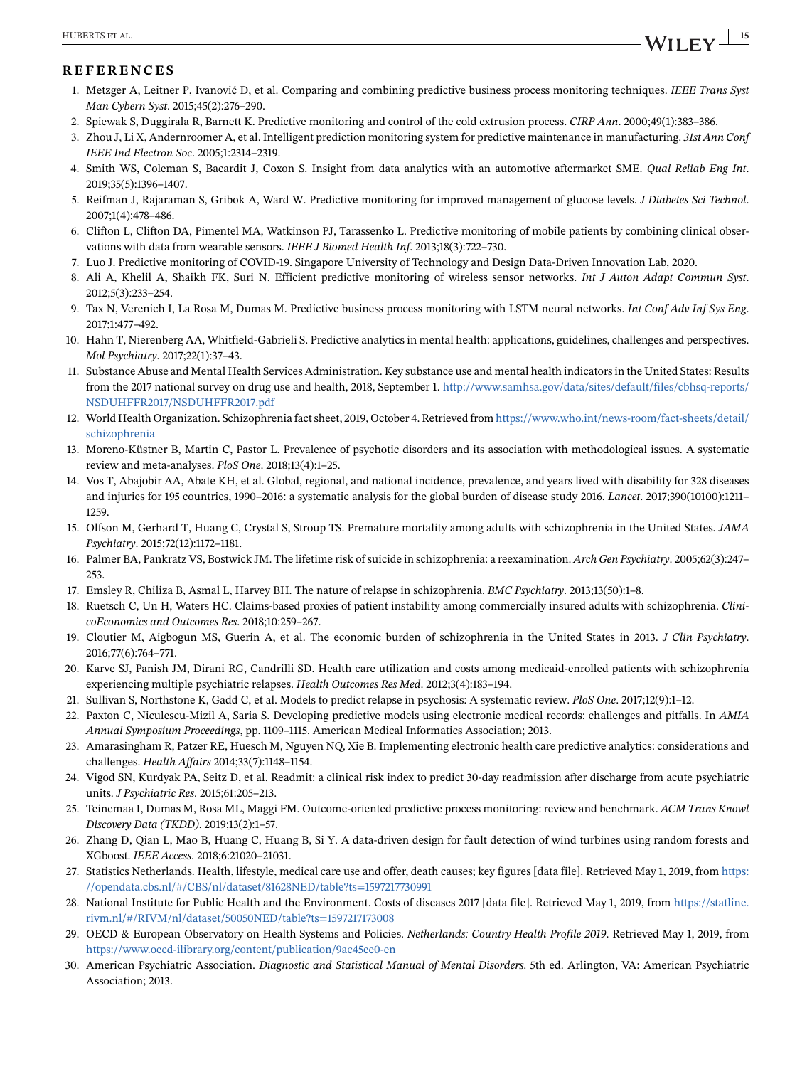## REFERENCES

1. Metzger A, Leitner P, Ivanović D, et al. Comparing and combining predictive business process monitoring techniques. *IEEE Trans Syst Man Cybern Syst*. 2015;45(2):276–290.
2. Spiewak S, Duggirala R, Barnett K. Predictive monitoring and control of the cold extrusion process. *CIRP Ann*. 2000;49(1):383–386.
3. Zhou J, Li X, Andernroomer A, et al. Intelligent prediction monitoring system for predictive maintenance in manufacturing. *31st Ann Conf IEEE Ind Electron Soc*. 2005;1:2314–2319.
4. Smith WS, Coleman S, Bacardit J, Coxon S. Insight from data analytics with an automotive aftermarket SME. *Qual Reliab Eng Int*. 2019;35(5):1396–1407.
5. Reifman J, Rajaraman S, Gribok A, Ward W. Predictive monitoring for improved management of glucose levels. *J Diabetes Sci Technol*. 2007;1(4):478–486.
6. Clifton L, Clifton DA, Pimentel MA, Watkinson PJ, Tarassenko L. Predictive monitoring of mobile patients by combining clinical observations with data from wearable sensors. *IEEE J Biomed Health Inf*. 2013;18(3):722–730.
7. Luo J. Predictive monitoring of COVID-19. Singapore University of Technology and Design Data-Driven Innovation Lab, 2020.
8. Ali A, Khelil A, Shaikh FK, Suri N. Efficient predictive monitoring of wireless sensor networks. *Int J Auton Adapt Commun Syst*. 2012;5(3):233–254.
9. Tax N, Verenich I, La Rosa M, Dumas M. Predictive business process monitoring with LSTM neural networks. *Int Conf Adv Inf Sys Eng*. 2017;1:477–492.
10. Hahn T, Nierenberg AA, Whitfield-Gabrieli S. Predictive analytics in mental health: applications, guidelines, challenges and perspectives. *Mol Psychiatry*. 2017;22(1):37–43.
11. Substance Abuse and Mental Health Services Administration. Key substance use and mental health indicators in the United States: Results from the 2017 national survey on drug use and health, 2018, September 1. http://www.samhsa.gov/data/sites/default/files/cbhsq-reports/NSDUHFFR2017/NSDUHFFR2017.pdf
12. World Health Organization. Schizophrenia fact sheet, 2019, October 4. Retrieved from https://www.who.int/news-room/fact-sheets/detail/schizophrenia
13. Moreno-Küstner B, Martin C, Pastor L. Prevalence of psychotic disorders and its association with methodological issues. A systematic review and meta-analyses. *PloS One*. 2018;13(4):1–25.
14. Vos T, Abajobir AA, Abate KH, et al. Global, regional, and national incidence, prevalence, and years lived with disability for 328 diseases and injuries for 195 countries, 1990–2016: a systematic analysis for the global burden of disease study 2016. *Lancet*. 2017;390(10100):1211–1259.
15. Olfson M, Gerhard T, Huang C, Crystal S, Stroup TS. Premature mortality among adults with schizophrenia in the United States. *JAMA Psychiatry*. 2015;72(12):1172–1181.
16. Palmer BA, Pankratz VS, Bostwick JM. The lifetime risk of suicide in schizophrenia: a reexamination. *Arch Gen Psychiatry*. 2005;62(3):247–253.
17. Emsley R, Chiliza B, Asmal L, Harvey BH. The nature of relapse in schizophrenia. *BMC Psychiatry*. 2013;13(50):1–8.
18. Ruetsch C, Un H, Waters HC. Claims-based proxies of patient instability among commercially insured adults with schizophrenia. *ClinicoEconomics and Outcomes Res*. 2018;10:259–267.
19. Cloutier M, Aigbogun MS, Guerin A, et al. The economic burden of schizophrenia in the United States in 2013. *J Clin Psychiatry*. 2016;77(6):764–771.
20. Karve SJ, Panish JM, Dirani RG, Candrilli SD. Health care utilization and costs among medicaid-enrolled patients with schizophrenia experiencing multiple psychiatric relapses. *Health Outcomes Res Med*. 2012;3(4):183–194.
21. Sullivan S, Northstone K, Gadd C, et al. Models to predict relapse in psychosis: A systematic review. *PloS One*. 2017;12(9):1–12.
22. Paxton C, Niculescu-Mizil A, Saria S. Developing predictive models using electronic medical records: challenges and pitfalls. In *AMIA Annual Symposium Proceedings*, pp. 1109–1115. American Medical Informatics Association; 2013.
23. Amarasingham R, Patzer RE, Huesch M, Nguyen NQ, Xie B. Implementing electronic health care predictive analytics: considerations and challenges. *Health Affairs* 2014;33(7):1148–1154.
24. Vigod SN, Kurdyak PA, Seitz D, et al. Readmit: a clinical risk index to predict 30-day readmission after discharge from acute psychiatric units. *J Psychiatric Res*. 2015;61:205–213.
25. Teinemaa I, Dumas M, Rosa ML, Maggi FM. Outcome-oriented predictive process monitoring: review and benchmark. *ACM Trans Knowl Discovery Data (TKDD)*. 2019;13(2):1–57.
26. Zhang D, Qian L, Mao B, Huang C, Huang B, Si Y. A data-driven design for fault detection of wind turbines using random forests and XGboost. *IEEE Access*. 2018;6:21020–21031.
27. Statistics Netherlands. Health, lifestyle, medical care use and offer, death causes; key figures [data file]. Retrieved May 1, 2019, from https://opendata.cbs.nl/#/CBS/nl/dataset/81628NED/table?ts=1597217730991
28. National Institute for Public Health and the Environment. Costs of diseases 2017 [data file]. Retrieved May 1, 2019, from https://statline.rivm.nl/#/RIVM/nl/dataset/50050NED/table?ts=1597217173008
29. OECD & European Observatory on Health Systems and Policies. *Netherlands: Country Health Profile 2019*. Retrieved May 1, 2019, from https://www.oecd-ilibrary.org/content/publication/9ac45ee0-en
30. American Psychiatric Association. *Diagnostic and Statistical Manual of Mental Disorders*. 5th ed. Arlington, VA: American Psychiatric Association; 2013.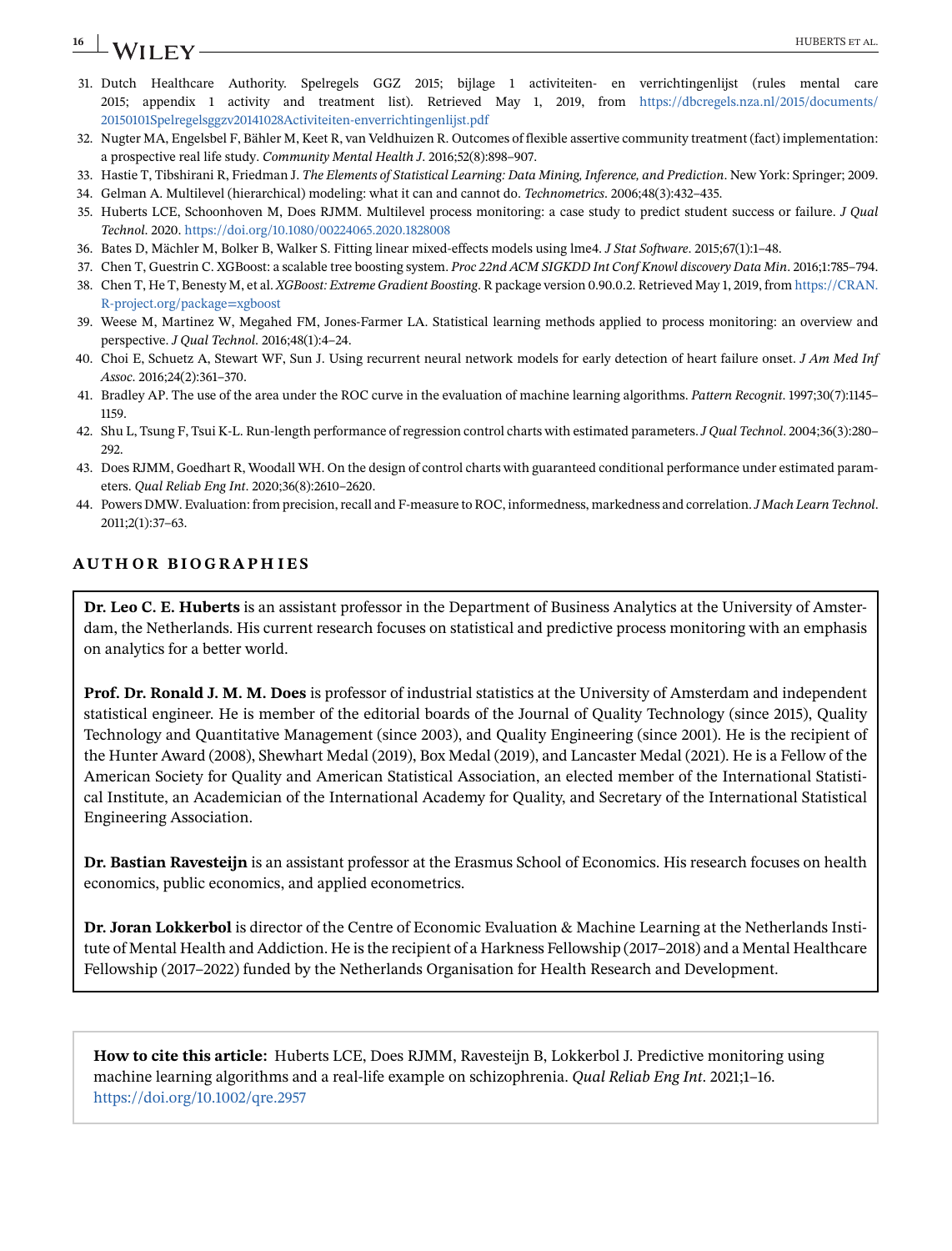31. Dutch Healthcare Authority. Spelregels GGZ 2015; bijlage 1 activiteiten- en verrichtingenlijst (rules mental care 2015; appendix 1 activity and treatment list). Retrieved May 1, 2019, from https://dbcregels.nza.nl/2015/documents/20150101Spelregelsggzv20141028Activiteiten-enverrichtingenlijst.pdf
32. Nugter MA, Engelsbel F, Bähler M, Keet R, van Veldhuizen R. Outcomes of flexible assertive community treatment (fact) implementation: a prospective real life study. *Community Mental Health J*. 2016;52(8):898–907.
33. Hastie T, Tibshirani R, Friedman J. *The Elements of Statistical Learning: Data Mining, Inference, and Prediction*. New York: Springer; 2009.
34. Gelman A. Multilevel (hierarchical) modeling: what it can and cannot do. *Technometrics*. 2006;48(3):432–435.
35. Huberts LCE, Schoonhoven M, Does RJMM. Multilevel process monitoring: a case study to predict student success or failure. *J Qual Technol*. 2020. https://doi.org/10.1080/00224065.2020.1828008
36. Bates D, Mächler M, Bolker B, Walker S. Fitting linear mixed-effects models using lme4. *J Stat Software*. 2015;67(1):1–48.
37. Chen T, Guestrin C. XGBoost: a scalable tree boosting system. *Proc 22nd ACM SIGKDD Int Conf Knowl discovery Data Min*. 2016;1:785–794.
38. Chen T, He T, Benesty M, et al. *XGBoost: Extreme Gradient Boosting*. R package version 0.90.0.2. Retrieved May 1, 2019, from https://CRAN.R-project.org/package=xgboost
39. Weese M, Martinez W, Megahed FM, Jones-Farmer LA. Statistical learning methods applied to process monitoring: an overview and perspective. *J Qual Technol*. 2016;48(1):4–24.
40. Choi E, Schuetz A, Stewart WF, Sun J. Using recurrent neural network models for early detection of heart failure onset. *J Am Med Inf Assoc*. 2016;24(2):361–370.
41. Bradley AP. The use of the area under the ROC curve in the evaluation of machine learning algorithms. *Pattern Recognit*. 1997;30(7):1145–1159.
42. Shu L, Tsung F, Tsui K-L. Run-length performance of regression control charts with estimated parameters. *J Qual Technol*. 2004;36(3):280–292.
43. Does RJMM, Goedhart R, Woodall WH. On the design of control charts with guaranteed conditional performance under estimated parameters. *Qual Reliab Eng Int*. 2020;36(8):2610–2620.
44. Powers DMW. Evaluation: from precision, recall and F-measure to ROC, informedness, markedness and correlation. *J Mach Learn Technol*. 2011;2(1):37–63.

## AUTHOR BIOGRAPHIES

**Dr. Leo C. E. Huberts** is an assistant professor in the Department of Business Analytics at the University of Amsterdam, the Netherlands. His current research focuses on statistical and predictive process monitoring with an emphasis on analytics for a better world.

**Prof. Dr. Ronald J. M. M. Does** is professor of industrial statistics at the University of Amsterdam and independent statistical engineer. He is member of the editorial boards of the Journal of Quality Technology (since 2015), Quality Technology and Quantitative Management (since 2003), and Quality Engineering (since 2001). He is the recipient of the Hunter Award (2008), Shewhart Medal (2019), Box Medal (2019), and Lancaster Medal (2021). He is a Fellow of the American Society for Quality and American Statistical Association, an elected member of the International Statistical Institute, an Academician of the International Academy for Quality, and Secretary of the International Statistical Engineering Association.

**Dr. Bastian Ravesteijn** is an assistant professor at the Erasmus School of Economics. His research focuses on health economics, public economics, and applied econometrics.

**Dr. Joran Lokkerbol** is director of the Centre of Economic Evaluation & Machine Learning at the Netherlands Institute of Mental Health and Addiction. He is the recipient of a Harkness Fellowship (2017–2018) and a Mental Healthcare Fellowship (2017–2022) funded by the Netherlands Organisation for Health Research and Development.

**How to cite this article:** Huberts LCE, Does RJMM, Ravesteijn B, Lokkerbol J. Predictive monitoring using machine learning algorithms and a real-life example on schizophrenia. *Qual Reliab Eng Int*. 2021;1–16. https://doi.org/10.1002/qre.2957